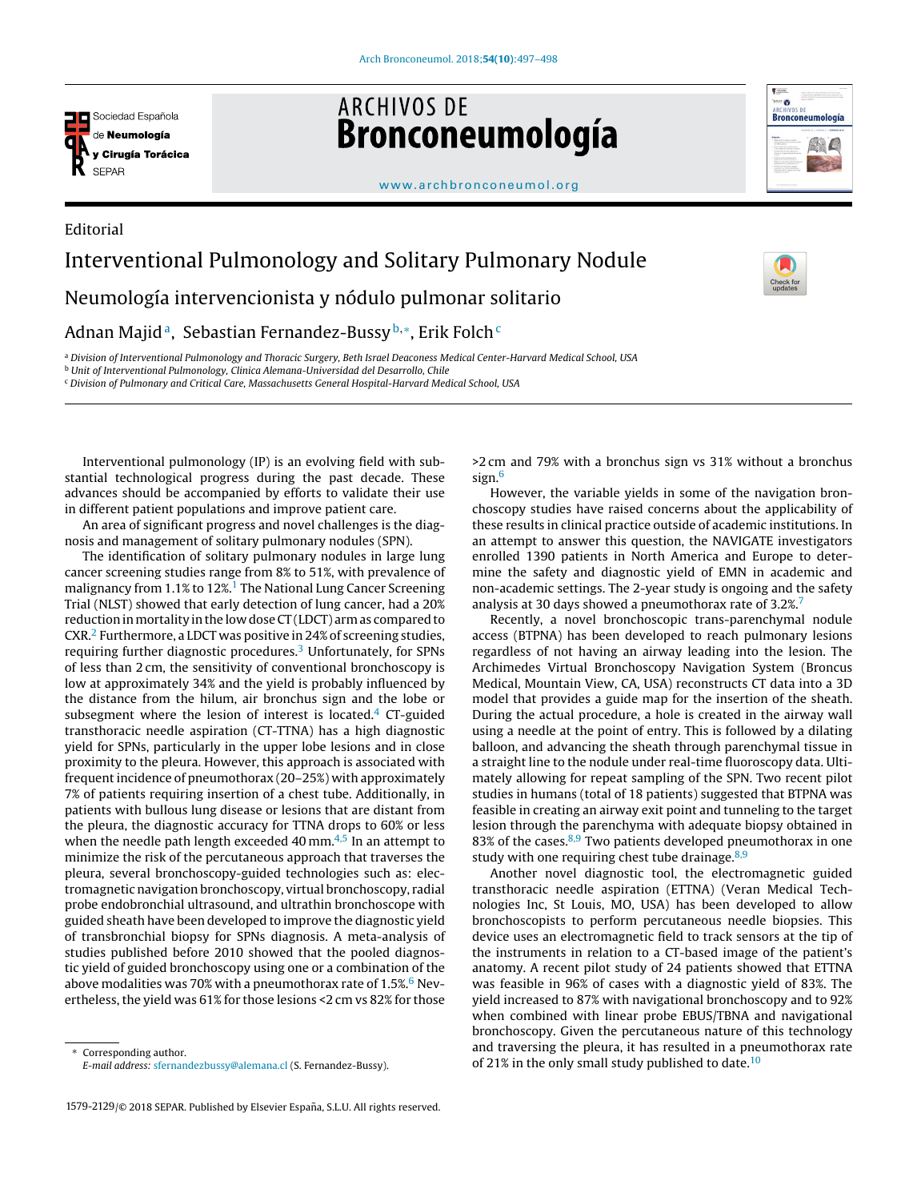Editorial

# Interventional Pulmonology and Solitary Pulmonary Nodule

## Neumología intervencionista y nódulo pulmonar solitario

Adnan Majid[a], Sebastian Fernandez-Bussy[b,*], Erik Folch[c]

[a] Division of Interventional Pulmonology and Thoracic Surgery, Beth Israel Deaconess Medical Center-Harvard Medical School, USA
[b] Unit of Interventional Pulmonology, Clinica Alemana-Universidad del Desarrollo, Chile
[c] Division of Pulmonary and Critical Care, Massachusetts General Hospital-Harvard Medical School, USA

Interventional pulmonology (IP) is an evolving field with substantial technological progress during the past decade. These advances should be accompanied by efforts to validate their use in different patient populations and improve patient care.

An area of significant progress and novel challenges is the diagnosis and management of solitary pulmonary nodules (SPN).

The identification of solitary pulmonary nodules in large lung cancer screening studies range from 8% to 51%, with prevalence of malignancy from 1.1% to 12%.[1] The National Lung Cancer Screening Trial (NLST) showed that early detection of lung cancer, had a 20% reduction in mortality in the low dose CT (LDCT) arm as compared to CXR.[2] Furthermore, a LDCT was positive in 24% of screening studies, requiring further diagnostic procedures.[3] Unfortunately, for SPNs of less than 2 cm, the sensitivity of conventional bronchoscopy is low at approximately 34% and the yield is probably influenced by the distance from the hilum, air bronchus sign and the lobe or subsegment where the lesion of interest is located.[4] CT-guided transthoracic needle aspiration (CT-TTNA) has a high diagnostic yield for SPNs, particularly in the upper lobe lesions and in close proximity to the pleura. However, this approach is associated with frequent incidence of pneumothorax (20–25%) with approximately 7% of patients requiring insertion of a chest tube. Additionally, in patients with bullous lung disease or lesions that are distant from the pleura, the diagnostic accuracy for TTNA drops to 60% or less when the needle path length exceeded 40 mm.[4,5] In an attempt to minimize the risk of the percutaneous approach that traverses the pleura, several bronchoscopy-guided technologies such as: electromagnetic navigation bronchoscopy, virtual bronchoscopy, radial probe endobronchial ultrasound, and ultrathin bronchoscopy with guided sheath have been developed to improve the diagnostic yield of transbronchial biopsy for SPNs diagnosis. A meta-analysis of studies published before 2010 showed that the pooled diagnostic yield of guided bronchoscopy using one or a combination of the above modalities was 70% with a pneumothorax rate of 1.5%.[6] Nevertheless, the yield was 61% for those lesions <2 cm vs 82% for those >2 cm and 79% with a bronchus sign vs 31% without a bronchus sign.[6]

However, the variable yields in some of the navigation bronchoscopy studies have raised concerns about the applicability of these results in clinical practice outside of academic institutions. In an attempt to answer this question, the NAVIGATE investigators enrolled 1390 patients in North America and Europe to determine the safety and diagnostic yield of EMN in academic and non-academic settings. The 2-year study is ongoing and the safety analysis at 30 days showed a pneumothorax rate of 3.2%.[7]

Recently, a novel bronchoscopic trans-parenchymal nodule access (BTPNA) has been developed to reach pulmonary lesions regardless of not having an airway leading into the lesion. The Archimedes Virtual Bronchoscopy Navigation System (Broncus Medical, Mountain View, CA, USA) reconstructs CT data into a 3D model that provides a guide map for the insertion of the sheath. During the actual procedure, a hole is created in the airway wall using a needle at the point of entry. This is followed by a dilating balloon, and advancing the sheath through parenchymal tissue in a straight line to the nodule under real-time fluoroscopy data. Ultimately allowing for repeat sampling of the SPN. Two recent pilot studies in humans (total of 18 patients) suggested that BTPNA was feasible in creating an airway exit point and tunneling to the target lesion through the parenchyma with adequate biopsy obtained in 83% of the cases.[8,9] Two patients developed pneumothorax in one study with one requiring chest tube drainage.[8,9]

Another novel diagnostic tool, the electromagnetic guided transthoracic needle aspiration (ETTNA) (Veran Medical Technologies Inc, St Louis, MO, USA) has been developed to allow bronchoscopists to perform percutaneous needle biopsies. This device uses an electromagnetic field to track sensors at the tip of the instruments in relation to a CT-based image of the patient's anatomy. A recent pilot study of 24 patients showed that ETTNA was feasible in 96% of cases with a diagnostic yield of 83%. The yield increased to 87% with navigational bronchoscopy and to 92% when combined with linear probe EBUS/TBNA and navigational bronchoscopy. Given the percutaneous nature of this technology and traversing the pleura, it has resulted in a pneumothorax rate of 21% in the only small study published to date.[10]

* Corresponding author.
*E-mail address:* sfernandezbussy@alemana.cl (S. Fernandez-Bussy).

1579-2129/© 2018 SEPAR. Published by Elsevier España, S.L.U. All rights reserved.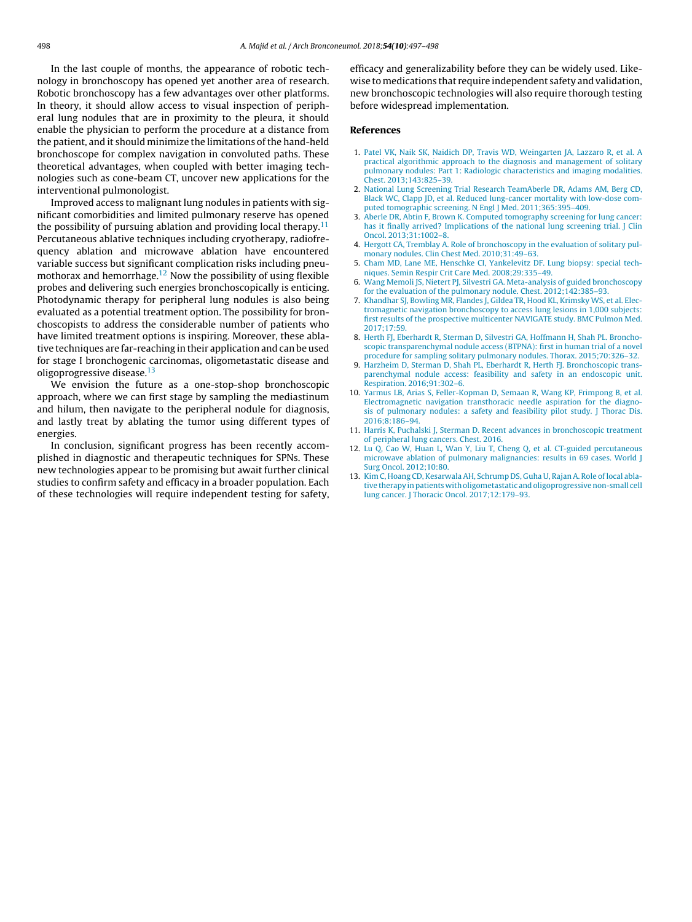In the last couple of months, the appearance of robotic technology in bronchoscopy has opened yet another area of research. Robotic bronchoscopy has a few advantages over other platforms. In theory, it should allow access to visual inspection of peripheral lung nodules that are in proximity to the pleura, it should enable the physician to perform the procedure at a distance from the patient, and it should minimize the limitations of the hand-held bronchoscope for complex navigation in convoluted paths. These theoretical advantages, when coupled with better imaging technologies such as cone-beam CT, uncover new applications for the interventional pulmonologist.

Improved access to malignant lung nodules in patients with significant comorbidities and limited pulmonary reserve has opened the possibility of pursuing ablation and providing local therapy.[11] Percutaneous ablative techniques including cryotherapy, radiofrequency ablation and microwave ablation have encountered variable success but significant complication risks including pneumothorax and hemorrhage.[12] Now the possibility of using flexible probes and delivering such energies bronchoscopically is enticing. Photodynamic therapy for peripheral lung nodules is also being evaluated as a potential treatment option. The possibility for bronchoscopists to address the considerable number of patients who have limited treatment options is inspiring. Moreover, these ablative techniques are far-reaching in their application and can be used for stage I bronchogenic carcinomas, oligometastatic disease and oligoprogressive disease.[13]

We envision the future as a one-stop-shop bronchoscopic approach, where we can first stage by sampling the mediastinum and hilum, then navigate to the peripheral nodule for diagnosis, and lastly treat by ablating the tumor using different types of energies.

In conclusion, significant progress has been recently accomplished in diagnostic and therapeutic techniques for SPNs. These new technologies appear to be promising but await further clinical studies to confirm safety and efficacy in a broader population. Each of these technologies will require independent testing for safety, efficacy and generalizability before they can be widely used. Likewise to medications that require independent safety and validation, new bronchoscopic technologies will also require thorough testing before widespread implementation.

## References

1. Patel VK, Naik SK, Naidich DP, Travis WD, Weingarten JA, Lazzaro R, et al. A practical algorithmic approach to the diagnosis and management of solitary pulmonary nodules: Part 1: Radiologic characteristics and imaging modalities. Chest. 2013;143:825–39.
2. National Lung Screening Trial Research TeamAberle DR, Adams AM, Berg CD, Black WC, Clapp JD, et al. Reduced lung-cancer mortality with low-dose computed tomographic screening. N Engl J Med. 2011;365:395–409.
3. Aberle DR, Abtin F, Brown K. Computed tomography screening for lung cancer: has it finally arrived? Implications of the national lung screening trial. J Clin Oncol. 2013;31:1002–8.
4. Hergott CA, Tremblay A. Role of bronchoscopy in the evaluation of solitary pulmonary nodules. Clin Chest Med. 2010;31:49–63.
5. Cham MD, Lane ME, Henschke CI, Yankelevitz DF. Lung biopsy: special techniques. Semin Respir Crit Care Med. 2008;29:335–49.
6. Wang Memoli JS, Nietert PJ, Silvestri GA. Meta-analysis of guided bronchoscopy for the evaluation of the pulmonary nodule. Chest. 2012;142:385–93.
7. Khandhar SJ, Bowling MR, Flandes J, Gildea TR, Hood KL, Krimsky WS, et al. Electromagnetic navigation bronchoscopy to access lung lesions in 1,000 subjects: first results of the prospective multicenter NAVIGATE study. BMC Pulmon Med. 2017;17:59.
8. Herth FJ, Eberhardt R, Sterman D, Silvestri GA, Hoffmann H, Shah PL. Bronchoscopic transparenchymal nodule access (BTPNA): first in human trial of a novel procedure for sampling solitary pulmonary nodules. Thorax. 2015;70:326–32.
9. Harzheim D, Sterman D, Shah PL, Eberhardt R, Herth FJ. Bronchoscopic transparenchymal nodule access: feasibility and safety in an endoscopic unit. Respiration. 2016;91:302–6.
10. Yarmus LB, Arias S, Feller-Kopman D, Semaan R, Wang KP, Frimpong B, et al. Electromagnetic navigation transthoracic needle aspiration for the diagnosis of pulmonary nodules: a safety and feasibility pilot study. J Thorac Dis. 2016;8:186–94.
11. Harris K, Puchalski J, Sterman D. Recent advances in bronchoscopic treatment of peripheral lung cancers. Chest. 2016.
12. Lu Q, Cao W, Huan L, Wan Y, Liu T, Cheng Q, et al. CT-guided percutaneous microwave ablation of pulmonary malignancies: results in 69 cases. World J Surg Oncol. 2012;10:80.
13. Kim C, Hoang CD, Kesarwala AH, Schrump DS, Guha U, Rajan A. Role of local ablative therapy in patients with oligometastatic and oligoprogressive non-small cell lung cancer. J Thoracic Oncol. 2017;12:179–93.